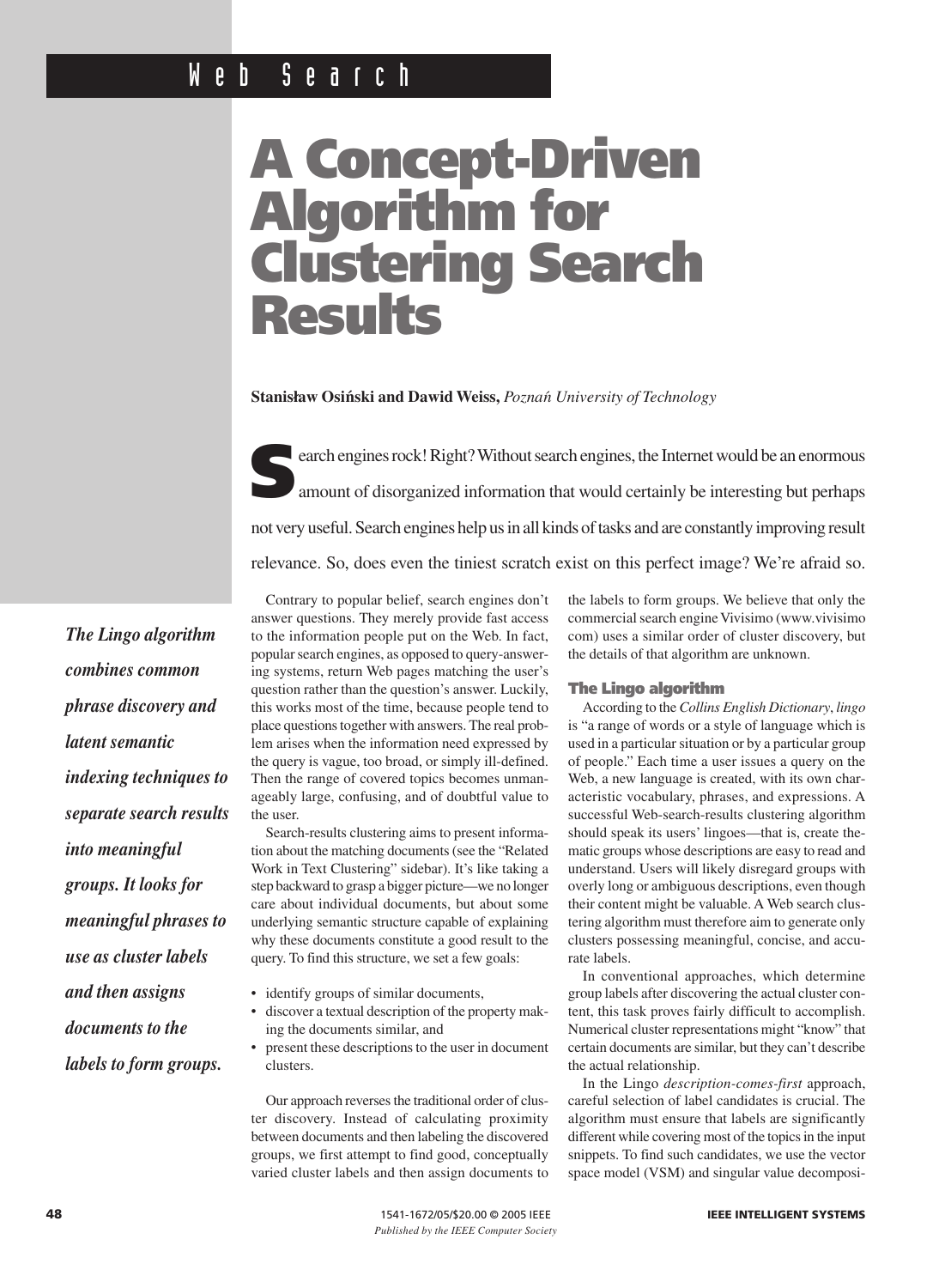# A Concept-Driven Algorithm for Clustering Search Results

**Stanisław Osiński and Dawid Weiss,** *Poznań University of Technology*

*The Lingo algorithm combines common phrase discovery and latent semantic indexing techniques to separate search results into meaningful groups. It looks for meaningful phrases to use as cluster labels and then assigns documents to the labels to form groups.*

Search engines rock! Right? Without search engines, the Internet would be an enormous amount of disorganized information that would certainly be interesting but perhaps not very useful. Search engines help us in all kinds of tasks and are constantly improving result relevance. So, does even the tiniest scratch exist on this perfect image? We're afraid so.

Contrary to popular belief, search engines don't answer questions. They merely provide fast access to the information people put on the Web. In fact, popular search engines, as opposed to query-answering systems, return Web pages matching the user's question rather than the question's answer. Luckily, this works most of the time, because people tend to place questions together with answers. The real problem arises when the information need expressed by the query is vague, too broad, or simply ill-defined. Then the range of covered topics becomes unmanageably large, confusing, and of doubtful value to the user.

Search-results clustering aims to present information about the matching documents (see the "Related Work in Text Clustering" sidebar). It's like taking a step backward to grasp a bigger picture—we no longer care about individual documents, but about some underlying semantic structure capable of explaining why these documents constitute a good result to the query. To find this structure, we set a few goals:

- identify groups of similar documents,
- discover a textual description of the property making the documents similar, and
- present these descriptions to the user in document clusters.

Our approach reverses the traditional order of cluster discovery. Instead of calculating proximity between documents and then labeling the discovered groups, we first attempt to find good, conceptually varied cluster labels and then assign documents to the labels to form groups. We believe that only the commercial search engine Vivisimo (www.vivisimo com) uses a similar order of cluster discovery, but the details of that algorithm are unknown.

## The Lingo algorithm

According to the *Collins English Dictionary*, *lingo* is "a range of words or a style of language which is used in a particular situation or by a particular group of people." Each time a user issues a query on the Web, a new language is created, with its own characteristic vocabulary, phrases, and expressions. A successful Web-search-results clustering algorithm should speak its users' lingoes—that is, create thematic groups whose descriptions are easy to read and understand. Users will likely disregard groups with overly long or ambiguous descriptions, even though their content might be valuable. A Web search clustering algorithm must therefore aim to generate only clusters possessing meaningful, concise, and accurate labels.

In conventional approaches, which determine group labels after discovering the actual cluster content, this task proves fairly difficult to accomplish. Numerical cluster representations might "know" that certain documents are similar, but they can't describe the actual relationship.

In the Lingo *description-comes-first* approach, careful selection of label candidates is crucial. The algorithm must ensure that labels are significantly different while covering most of the topics in the input snippets. To find such candidates, we use the vector space model (VSM) and singular value decomposi-

1541-1672/05/$20.00 © 2005 IEEE
*Published by the IEEE Computer Society*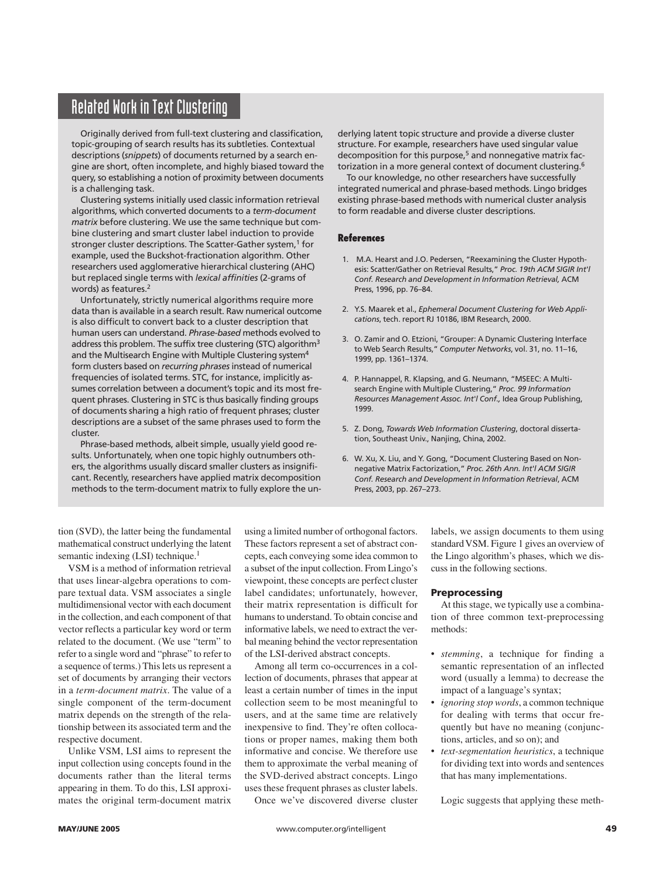## Related Work in Text Clustering

Originally derived from full-text clustering and classification, topic-grouping of search results has its subtleties. Contextual descriptions (*snippets*) of documents returned by a search engine are short, often incomplete, and highly biased toward the query, so establishing a notion of proximity between documents is a challenging task.

Clustering systems initially used classic information retrieval algorithms, which converted documents to a *term-document matrix* before clustering. We use the same technique but combine clustering and smart cluster label induction to provide stronger cluster descriptions. The Scatter-Gather system,[1] for example, used the Buckshot-fractionation algorithm. Other researchers used agglomerative hierarchical clustering (AHC) but replaced single terms with *lexical affinities* (2-grams of words) as features.[2]

Unfortunately, strictly numerical algorithms require more data than is available in a search result. Raw numerical outcome is also difficult to convert back to a cluster description that human users can understand. *Phrase-based* methods evolved to address this problem. The suffix tree clustering (STC) algorithm[3] and the Multisearch Engine with Multiple Clustering system[4] form clusters based on *recurring phrases* instead of numerical frequencies of isolated terms. STC, for instance, implicitly assumes correlation between a document's topic and its most frequent phrases. Clustering in STC is thus basically finding groups of documents sharing a high ratio of frequent phrases; cluster descriptions are a subset of the same phrases used to form the cluster.

Phrase-based methods, albeit simple, usually yield good results. Unfortunately, when one topic highly outnumbers others, the algorithms usually discard smaller clusters as insignificant. Recently, researchers have applied matrix decomposition methods to the term-document matrix to fully explore the underlying latent topic structure and provide a diverse cluster structure. For example, researchers have used singular value decomposition for this purpose,[5] and nonnegative matrix factorization in a more general context of document clustering.[6]

To our knowledge, no other researchers have successfully integrated numerical and phrase-based methods. Lingo bridges existing phrase-based methods with numerical cluster analysis to form readable and diverse cluster descriptions.

### References

1. M.A. Hearst and J.O. Pedersen, "Reexamining the Cluster Hypothesis: Scatter/Gather on Retrieval Results," *Proc. 19th ACM SIGIR Int'l Conf. Research and Development in Information Retrieval,* ACM Press, 1996, pp. 76–84.
2. Y.S. Maarek et al., *Ephemeral Document Clustering for Web Applications*, tech. report RJ 10186, IBM Research, 2000.
3. O. Zamir and O. Etzioni, "Grouper: A Dynamic Clustering Interface to Web Search Results," *Computer Networks*, vol. 31, no. 11–16, 1999, pp. 1361–1374.
4. P. Hannappel, R. Klapsing, and G. Neumann, "MSEEC: A Multisearch Engine with Multiple Clustering," *Proc. 99 Information Resources Management Assoc. Int'l Conf.,* Idea Group Publishing, 1999.
5. Z. Dong, *Towards Web Information Clustering*, doctoral dissertation, Southeast Univ., Nanjing, China, 2002.
6. W. Xu, X. Liu, and Y. Gong, "Document Clustering Based on Nonnegative Matrix Factorization," *Proc. 26th Ann. Int'l ACM SIGIR Conf. Research and Development in Information Retrieval*, ACM Press, 2003, pp. 267–273.

---

tion (SVD), the latter being the fundamental mathematical construct underlying the latent semantic indexing (LSI) technique.[1]

VSM is a method of information retrieval that uses linear-algebra operations to compare textual data. VSM associates a single multidimensional vector with each document in the collection, and each component of that vector reflects a particular key word or term related to the document. (We use "term" to refer to a single word and "phrase" to refer to a sequence of terms.) This lets us represent a set of documents by arranging their vectors in a *term-document matrix*. The value of a single component of the term-document matrix depends on the strength of the relationship between its associated term and the respective document.

Unlike VSM, LSI aims to represent the input collection using concepts found in the documents rather than the literal terms appearing in them. To do this, LSI approximates the original term-document matrix using a limited number of orthogonal factors. These factors represent a set of abstract concepts, each conveying some idea common to a subset of the input collection. From Lingo's viewpoint, these concepts are perfect cluster label candidates; unfortunately, however, their matrix representation is difficult for humans to understand. To obtain concise and informative labels, we need to extract the verbal meaning behind the vector representation of the LSI-derived abstract concepts.

Among all term co-occurrences in a collection of documents, phrases that appear at least a certain number of times in the input collection seem to be most meaningful to users, and at the same time are relatively inexpensive to find. They're often collocations or proper names, making them both informative and concise. We therefore use them to approximate the verbal meaning of the SVD-derived abstract concepts. Lingo uses these frequent phrases as cluster labels.

Once we've discovered diverse cluster labels, we assign documents to them using standard VSM. Figure 1 gives an overview of the Lingo algorithm's phases, which we discuss in the following sections.

### Preprocessing

At this stage, we typically use a combination of three common text-preprocessing methods:

- *stemming*, a technique for finding a semantic representation of an inflected word (usually a lemma) to decrease the impact of a language's syntax;
- *ignoring stop words*, a common technique for dealing with terms that occur frequently but have no meaning (conjunctions, articles, and so on); and
- *text-segmentation heuristics*, a technique for dividing text into words and sentences that has many implementations.

Logic suggests that applying these meth-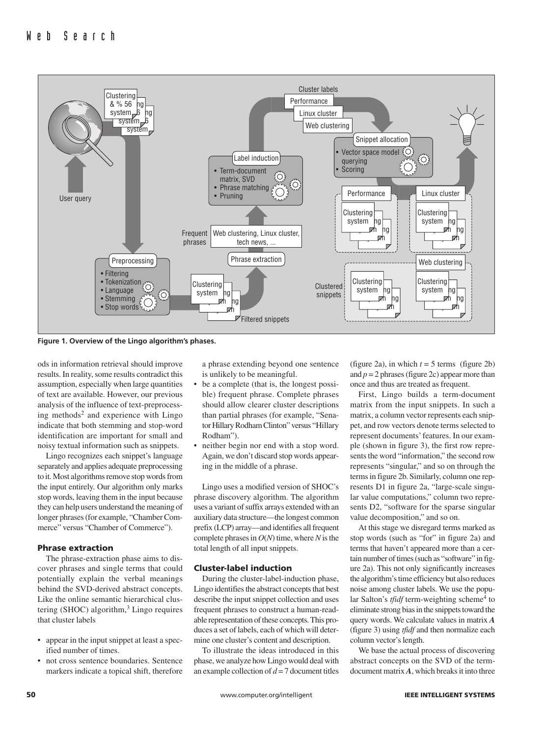Cluster labels

Performance

Linux cluster

Web clustering

Snippet allocation

- Vector space model querying
- Scoring

Label induction

- Term-document matrix, SVD
- Phrase matching
- Pruning

User query

Frequent phrases

Web clustering, Linux cluster, tech news, ...

Phrase extraction

Preprocessing

- Filtering
- Tokenization
- Language
- Stemming
- Stop words

Filtered snippets

Clustered snippets

Performance

Linux cluster

Web clustering

Figure 1. Overview of the Lingo algorithm's phases.

ods in information retrieval should improve results. In reality, some results contradict this assumption, especially when large quantities of text are available. However, our previous analysis of the influence of text-preprocessing methods[2] and experience with Lingo indicate that both stemming and stop-word identification are important for small and noisy textual information such as snippets.

Lingo recognizes each snippet's language separately and applies adequate preprocessing to it. Most algorithms remove stop words from the input entirely. Our algorithm only marks stop words, leaving them in the input because they can help users understand the meaning of longer phrases (for example, "Chamber Commerce" versus "Chamber of Commerce").

### Phrase extraction

The phrase-extraction phase aims to discover phrases and single terms that could potentially explain the verbal meanings behind the SVD-derived abstract concepts. Like the online semantic hierarchical clustering (SHOC) algorithm,[3] Lingo requires that cluster labels

- appear in the input snippet at least a specified number of times.
- not cross sentence boundaries. Sentence markers indicate a topical shift, therefore a phrase extending beyond one sentence is unlikely to be meaningful.
- be a complete (that is, the longest possible) frequent phrase. Complete phrases should allow clearer cluster descriptions than partial phrases (for example, "Senator Hillary Rodham Clinton" versus "Hillary Rodham").
- neither begin nor end with a stop word. Again, we don't discard stop words appearing in the middle of a phrase.

Lingo uses a modified version of SHOC's phrase discovery algorithm. The algorithm uses a variant of suffix arrays extended with an auxiliary data structure—the longest common prefix (LCP) array—and identifies all frequent complete phrases in $O(N)$ time, where $N$ is the total length of all input snippets.

### Cluster-label induction

During the cluster-label-induction phase, Lingo identifies the abstract concepts that best describe the input snippet collection and uses frequent phrases to construct a human-readable representation of these concepts. This produces a set of labels, each of which will determine one cluster's content and description.

To illustrate the ideas introduced in this phase, we analyze how Lingo would deal with an example collection of $d = 7$ document titles (figure 2a), in which $t = 5$ terms (figure 2b) and $p = 2$ phrases (figure 2c) appear more than once and thus are treated as frequent.

First, Lingo builds a term-document matrix from the input snippets. In such a matrix, a column vector represents each snippet, and row vectors denote terms selected to represent documents' features. In our example (shown in figure 3), the first row represents the word "information," the second row represents "singular," and so on through the terms in figure 2b. Similarly, column one represents D1 in figure 2a, "large-scale singular value computations," column two represents D2, "software for the sparse singular value decomposition," and so on.

At this stage we disregard terms marked as stop words (such as "for" in figure 2a) and terms that haven't appeared more than a certain number of times (such as "software" in figure 2a). This not only significantly increases the algorithm's time efficiency but also reduces noise among cluster labels. We use the popular Salton's *tfidf* term-weighting scheme[4] to eliminate strong bias in the snippets toward the query words. We calculate values in matrix $\boldsymbol{A}$ (figure 3) using *tfidf* and then normalize each column vector's length.

We base the actual process of discovering abstract concepts on the SVD of the term-document matrix $\boldsymbol{A}$, which breaks it into three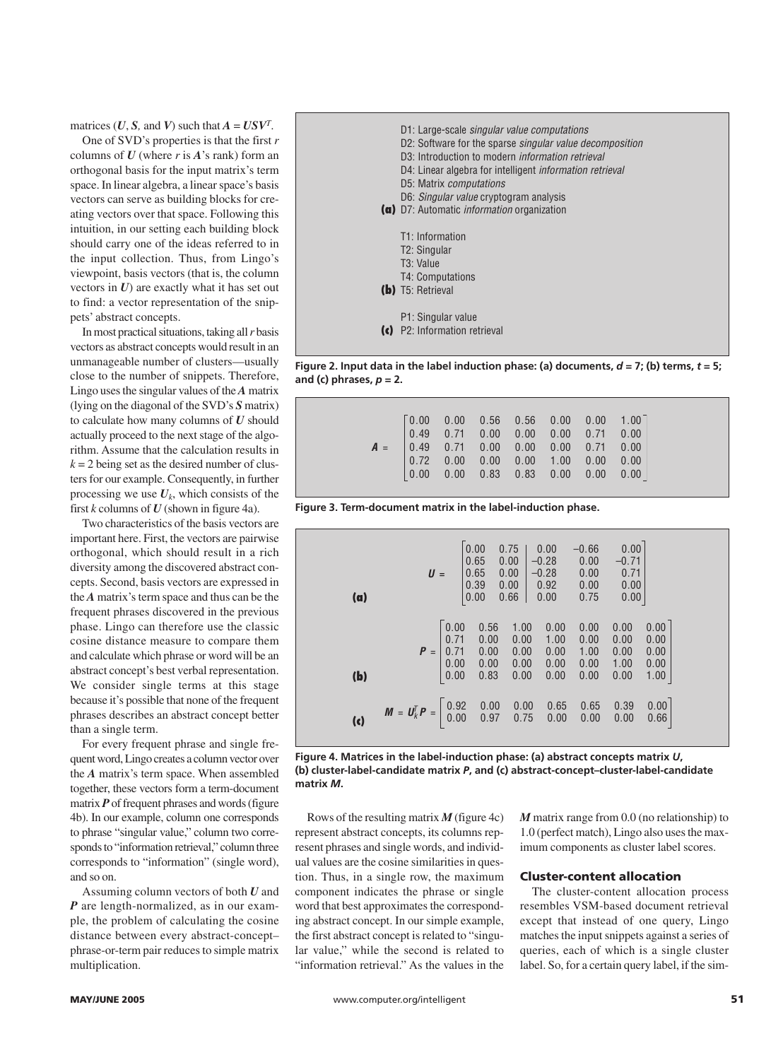matrices ($U$, $S$, and $V$) such that $A = USV^T$.

One of SVD's properties is that the first $r$ columns of $U$ (where $r$ is $A$'s rank) form an orthogonal basis for the input matrix's term space. In linear algebra, a linear space's basis vectors can serve as building blocks for creating vectors over that space. Following this intuition, in our setting each building block should carry one of the ideas referred to in the input collection. Thus, from Lingo's viewpoint, basis vectors (that is, the column vectors in $U$) are exactly what it has set out to find: a vector representation of the snippets' abstract concepts.

In most practical situations, taking all $r$ basis vectors as abstract concepts would result in an unmanageable number of clusters—usually close to the number of snippets. Therefore, Lingo uses the singular values of the $A$ matrix (lying on the diagonal of the SVD's $S$ matrix) to calculate how many columns of $U$ should actually proceed to the next stage of the algorithm. Assume that the calculation results in $k = 2$ being set as the desired number of clusters for our example. Consequently, in further processing we use $U_k$, which consists of the first $k$ columns of $U$ (shown in figure 4a).

Two characteristics of the basis vectors are important here. First, the vectors are pairwise orthogonal, which should result in a rich diversity among the discovered abstract concepts. Second, basis vectors are expressed in the $A$ matrix's term space and thus can be the frequent phrases discovered in the previous phase. Lingo can therefore use the classic cosine distance measure to compare them and calculate which phrase or word will be an abstract concept's best verbal representation. We consider single terms at this stage because it's possible that none of the frequent phrases describes an abstract concept better than a single term.

For every frequent phrase and single frequent word, Lingo creates a column vector over the $A$ matrix's term space. When assembled together, these vectors form a term-document matrix $P$ of frequent phrases and words (figure 4b). In our example, column one corresponds to phrase "singular value," column two corresponds to "information retrieval," column three corresponds to "information" (single word), and so on.

Assuming column vectors of both $U$ and $P$ are length-normalized, as in our example, the problem of calculating the cosine distance between every abstract-concept–phrase-or-term pair reduces to simple matrix multiplication.

**(a)**
D1: Large-scale *singular value computations*
D2: Software for the sparse *singular value decomposition*
D3: Introduction to modern *information retrieval*
D4: Linear algebra for intelligent *information retrieval*
D5: Matrix *computations*
D6: *Singular value* cryptogram analysis
D7: Automatic *information* organization

**(b)**
T1: Information
T2: Singular
T3: Value
T4: Computations
T5: Retrieval

**(c)**
P1: Singular value
P2: Information retrieval

**Figure 2. Input data in the label induction phase: (a) documents, $d = 7$; (b) terms, $t = 5$; and (c) phrases, $p = 2$.**

$$A = \begin{bmatrix} 0.00 & 0.00 & 0.56 & 0.56 & 0.00 & 0.00 & 1.00 \\ 0.49 & 0.71 & 0.00 & 0.00 & 0.00 & 0.71 & 0.00 \\ 0.49 & 0.71 & 0.00 & 0.00 & 0.00 & 0.71 & 0.00 \\ 0.72 & 0.00 & 0.00 & 0.00 & 1.00 & 0.00 & 0.00 \\ 0.00 & 0.00 & 0.83 & 0.83 & 0.00 & 0.00 & 0.00 \end{bmatrix}$$

**Figure 3. Term-document matrix in the label-induction phase.**

(a)
$$U = \left[\begin{array}{cc|ccc} 0.00 & 0.75 & 0.00 & -0.66 & 0.00 \\ 0.65 & 0.00 & -0.28 & 0.00 & -0.71 \\ 0.65 & 0.00 & -0.28 & 0.00 & 0.71 \\ 0.39 & 0.00 & 0.92 & 0.00 & 0.00 \\ 0.00 & 0.66 & 0.00 & 0.75 & 0.00 \end{array}\right]$$

(b)
$$P = \begin{bmatrix} 0.00 & 0.56 & 1.00 & 0.00 & 0.00 & 0.00 & 0.00 \\ 0.71 & 0.00 & 0.00 & 1.00 & 0.00 & 0.00 & 0.00 \\ 0.71 & 0.00 & 0.00 & 0.00 & 1.00 & 0.00 & 0.00 \\ 0.00 & 0.00 & 0.00 & 0.00 & 0.00 & 1.00 & 0.00 \\ 0.00 & 0.83 & 0.00 & 0.00 & 0.00 & 0.00 & 1.00 \end{bmatrix}$$

(c)
$$M = U_k^T P = \begin{bmatrix} 0.92 & 0.00 & 0.00 & 0.65 & 0.65 & 0.39 & 0.00 \\ 0.00 & 0.97 & 0.75 & 0.00 & 0.00 & 0.00 & 0.66 \end{bmatrix}$$

**Figure 4. Matrices in the label-induction phase: (a) abstract concepts matrix $U$, (b) cluster-label-candidate matrix $P$, and (c) abstract-concept–cluster-label-candidate matrix $M$.**

Rows of the resulting matrix $M$ (figure 4c) represent abstract concepts, its columns represent phrases and single words, and individual values are the cosine similarities in question. Thus, in a single row, the maximum component indicates the phrase or single word that best approximates the corresponding abstract concept. In our simple example, the first abstract concept is related to "singular value," while the second is related to "information retrieval." As the values in the $M$ matrix range from 0.0 (no relationship) to 1.0 (perfect match), Lingo also uses the maximum components as cluster label scores.

### Cluster-content allocation

The cluster-content allocation process resembles VSM-based document retrieval except that instead of one query, Lingo matches the input snippets against a series of queries, each of which is a single cluster label. So, for a certain query label, if the sim-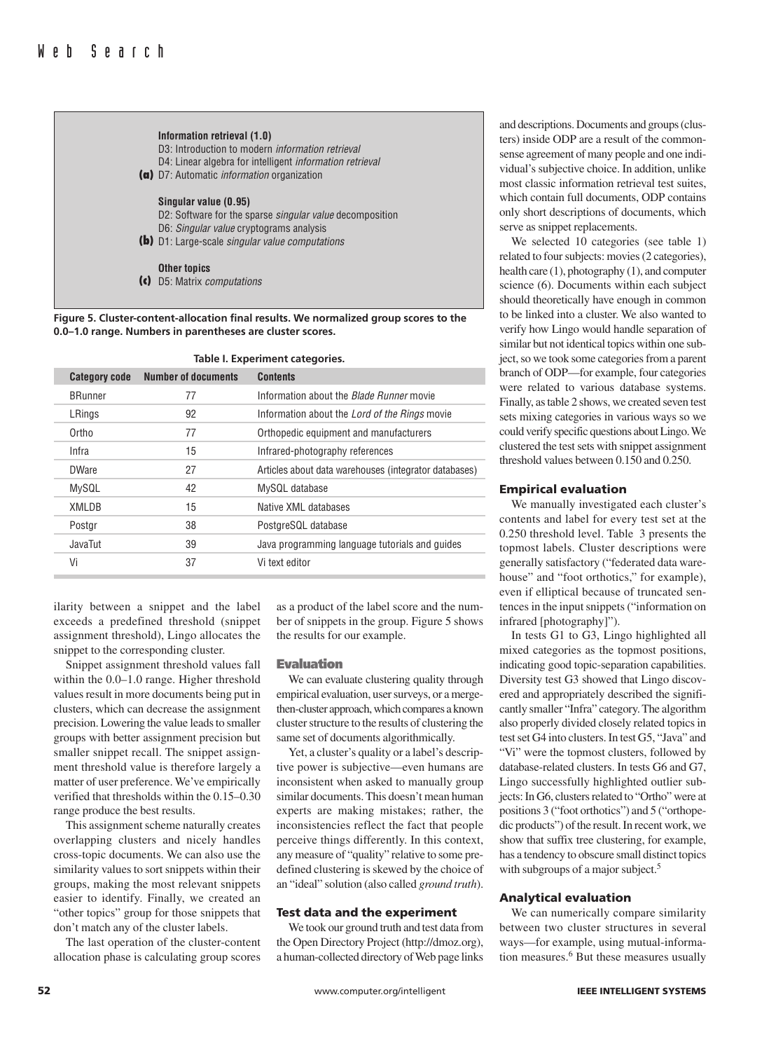**Information retrieval (1.0)**
D3: Introduction to modern *information retrieval*
D4: Linear algebra for intelligent *information retrieval*
**(a)** D7: Automatic *information* organization

**Singular value (0.95)**
D2: Software for the sparse *singular value* decomposition
D6: *Singular value* cryptograms analysis
**(b)** D1: Large-scale *singular value computations*

**Other topics**
**(c)** D5: Matrix *computations*

**Figure 5. Cluster-content-allocation final results. We normalized group scores to the 0.0–1.0 range. Numbers in parentheses are cluster scores.**

**Table I. Experiment categories.**

| Category code | Number of documents | Contents |
|---|---|---|
| BRunner | 77 | Information about the *Blade Runner* movie |
| LRings | 92 | Information about the *Lord of the Rings* movie |
| Ortho | 77 | Orthopedic equipment and manufacturers |
| Infra | 15 | Infrared-photography references |
| DWare | 27 | Articles about data warehouses (integrator databases) |
| MySQL | 42 | MySQL database |
| XMLDB | 15 | Native XML databases |
| Postgr | 38 | PostgreSQL database |
| JavaTut | 39 | Java programming language tutorials and guides |
| Vi | 37 | Vi text editor |

ilarity between a snippet and the label exceeds a predefined threshold (snippet assignment threshold), Lingo allocates the snippet to the corresponding cluster.

Snippet assignment threshold values fall within the 0.0–1.0 range. Higher threshold values result in more documents being put in clusters, which can decrease the assignment precision. Lowering the value leads to smaller groups with better assignment precision but smaller snippet recall. The snippet assignment threshold value is therefore largely a matter of user preference. We've empirically verified that thresholds within the 0.15–0.30 range produce the best results.

This assignment scheme naturally creates overlapping clusters and nicely handles cross-topic documents. We can also use the similarity values to sort snippets within their groups, making the most relevant snippets easier to identify. Finally, we created an "other topics" group for those snippets that don't match any of the cluster labels.

The last operation of the cluster-content allocation phase is calculating group scores as a product of the label score and the number of snippets in the group. Figure 5 shows the results for our example.

## Evaluation

We can evaluate clustering quality through empirical evaluation, user surveys, or a merge-then-cluster approach, which compares a known cluster structure to the results of clustering the same set of documents algorithmically.

Yet, a cluster's quality or a label's descriptive power is subjective—even humans are inconsistent when asked to manually group similar documents. This doesn't mean human experts are making mistakes; rather, the inconsistencies reflect the fact that people perceive things differently. In this context, any measure of "quality" relative to some predefined clustering is skewed by the choice of an "ideal" solution (also called *ground truth*).

### Test data and the experiment

We took our ground truth and test data from the Open Directory Project (http://dmoz.org), a human-collected directory of Web page links and descriptions. Documents and groups (clusters) inside ODP are a result of the commonsense agreement of many people and one individual's subjective choice. In addition, unlike most classic information retrieval test suites, which contain full documents, ODP contains only short descriptions of documents, which serve as snippet replacements.

We selected 10 categories (see table 1) related to four subjects: movies (2 categories), health care (1), photography (1), and computer science (6). Documents within each subject should theoretically have enough in common to be linked into a cluster. We also wanted to verify how Lingo would handle separation of similar but not identical topics within one subject, so we took some categories from a parent branch of ODP—for example, four categories were related to various database systems. Finally, as table 2 shows, we created seven test sets mixing categories in various ways so we could verify specific questions about Lingo. We clustered the test sets with snippet assignment threshold values between 0.150 and 0.250.

### Empirical evaluation

We manually investigated each cluster's contents and label for every test set at the 0.250 threshold level. Table 3 presents the topmost labels. Cluster descriptions were generally satisfactory ("federated data warehouse" and "foot orthotics," for example), even if elliptical because of truncated sentences in the input snippets ("information on infrared [photography]").

In tests G1 to G3, Lingo highlighted all mixed categories as the topmost positions, indicating good topic-separation capabilities. Diversity test G3 showed that Lingo discovered and appropriately described the significantly smaller "Infra" category. The algorithm also properly divided closely related topics in test set G4 into clusters. In test G5, "Java" and "Vi" were the topmost clusters, followed by database-related clusters. In tests G6 and G7, Lingo successfully highlighted outlier subjects: In G6, clusters related to "Ortho" were at positions 3 ("foot orthotics") and 5 ("orthopedic products") of the result. In recent work, we show that suffix tree clustering, for example, has a tendency to obscure small distinct topics with subgroups of a major subject.[5]

### Analytical evaluation

We can numerically compare similarity between two cluster structures in several ways—for example, using mutual-information measures.[6] But these measures usually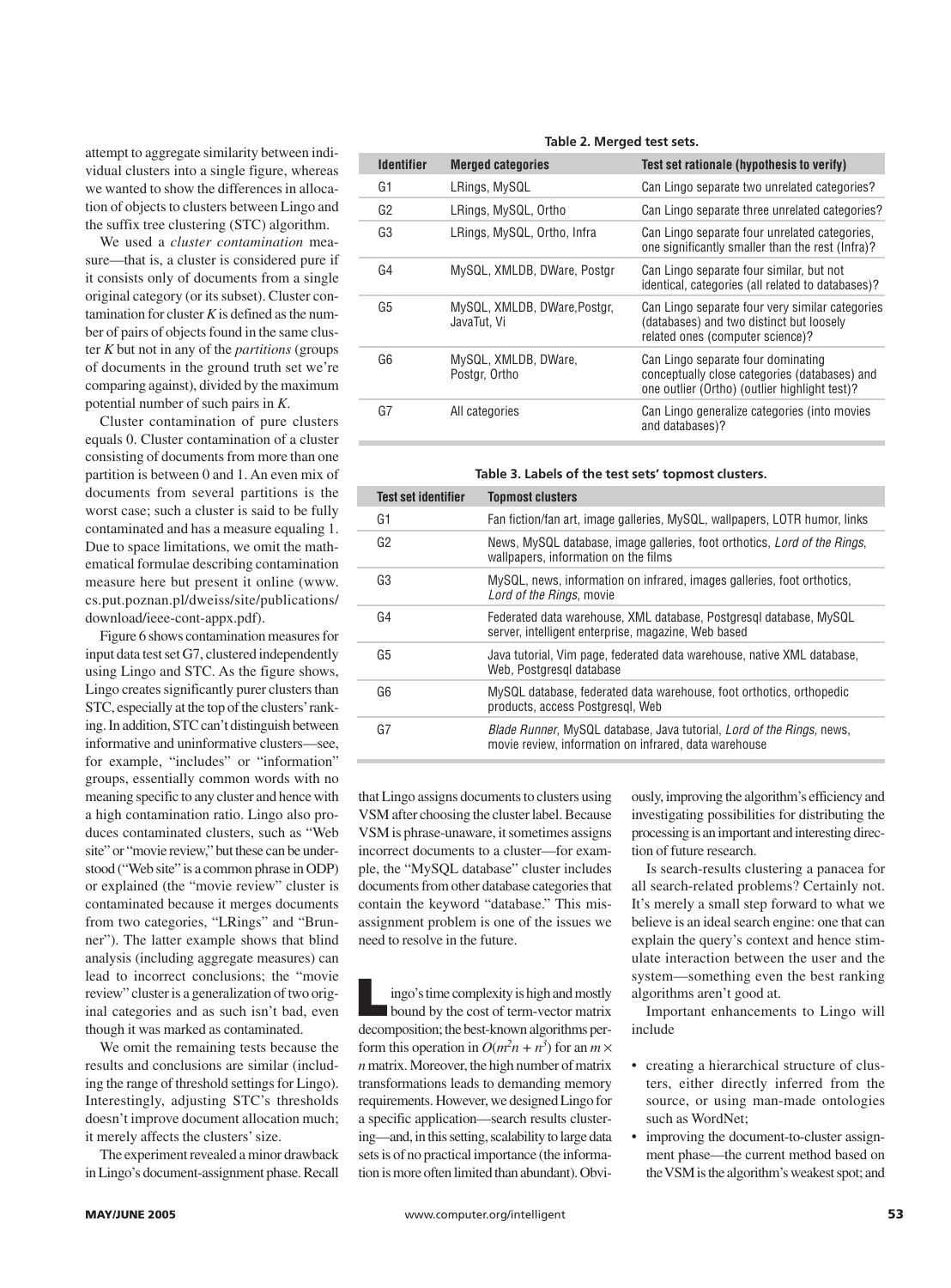attempt to aggregate similarity between individual clusters into a single figure, whereas we wanted to show the differences in allocation of objects to clusters between Lingo and the suffix tree clustering (STC) algorithm.

We used a *cluster contamination* measure—that is, a cluster is considered pure if it consists only of documents from a single original category (or its subset). Cluster contamination for cluster *K* is defined as the number of pairs of objects found in the same cluster *K* but not in any of the *partitions* (groups of documents in the ground truth set we're comparing against), divided by the maximum potential number of such pairs in *K*.

Cluster contamination of pure clusters equals 0. Cluster contamination of a cluster consisting of documents from more than one partition is between 0 and 1. An even mix of documents from several partitions is the worst case; such a cluster is said to be fully contaminated and has a measure equaling 1. Due to space limitations, we omit the mathematical formulae describing contamination measure here but present it online (www.cs.put.poznan.pl/dweiss/site/publications/download/ieee-cont-appx.pdf).

Figure 6 shows contamination measures for input data test set G7, clustered independently using Lingo and STC. As the figure shows, Lingo creates significantly purer clusters than STC, especially at the top of the clusters' ranking. In addition, STC can't distinguish between informative and uninformative clusters—see, for example, "includes" or "information" groups, essentially common words with no meaning specific to any cluster and hence with a high contamination ratio. Lingo also produces contaminated clusters, such as "Web site" or "movie review," but these can be understood ("Web site" is a common phrase in ODP) or explained (the "movie review" cluster is contaminated because it merges documents from two categories, "LRings" and "Brunner"). The latter example shows that blind analysis (including aggregate measures) can lead to incorrect conclusions; the "movie review" cluster is a generalization of two original categories and as such isn't bad, even though it was marked as contaminated.

We omit the remaining tests because the results and conclusions are similar (including the range of threshold settings for Lingo). Interestingly, adjusting STC's thresholds doesn't improve document allocation much; it merely affects the clusters' size.

The experiment revealed a minor drawback in Lingo's document-assignment phase. Recall that Lingo assigns documents to clusters using VSM after choosing the cluster label. Because VSM is phrase-unaware, it sometimes assigns incorrect documents to a cluster—for example, the "MySQL database" cluster includes documents from other database categories that contain the keyword "database." This misassignment problem is one of the issues we need to resolve in the future.

**Table 2. Merged test sets.**

| Identifier | Merged categories | Test set rationale (hypothesis to verify) |
|---|---|---|
| G1 | LRings, MySQL | Can Lingo separate two unrelated categories? |
| G2 | LRings, MySQL, Ortho | Can Lingo separate three unrelated categories? |
| G3 | LRings, MySQL, Ortho, Infra | Can Lingo separate four unrelated categories, one significantly smaller than the rest (Infra)? |
| G4 | MySQL, XMLDB, DWare, Postgr | Can Lingo separate four similar, but not identical, categories (all related to databases)? |
| G5 | MySQL, XMLDB, DWare,Postgr, JavaTut, Vi | Can Lingo separate four very similar categories (databases) and two distinct but loosely related ones (computer science)? |
| G6 | MySQL, XMLDB, DWare, Postgr, Ortho | Can Lingo separate four dominating conceptually close categories (databases) and one outlier (Ortho) (outlier highlight test)? |
| G7 | All categories | Can Lingo generalize categories (into movies and databases)? |

**Table 3. Labels of the test sets' topmost clusters.**

| Test set identifier | Topmost clusters |
|---|---|
| G1 | Fan fiction/fan art, image galleries, MySQL, wallpapers, LOTR humor, links |
| G2 | News, MySQL database, image galleries, foot orthotics, *Lord of the Rings*, wallpapers, information on the films |
| G3 | MySQL, news, information on infrared, images galleries, foot orthotics, *Lord of the Rings*, movie |
| G4 | Federated data warehouse, XML database, Postgresql database, MySQL server, intelligent enterprise, magazine, Web based |
| G5 | Java tutorial, Vim page, federated data warehouse, native XML database, Web, Postgresql database |
| G6 | MySQL database, federated data warehouse, foot orthotics, orthopedic products, access Postgresql, Web |
| G7 | *Blade Runner*, MySQL database, Java tutorial, *Lord of the Rings*, news, movie review, information on infrared, data warehouse |

Lingo's time complexity is high and mostly bound by the cost of term-vector matrix decomposition; the best-known algorithms perform this operation in $O(m^2n + n^3)$ for an $m \times n$ matrix. Moreover, the high number of matrix transformations leads to demanding memory requirements. However, we designed Lingo for a specific application—search results clustering—and, in this setting, scalability to large data sets is of no practical importance (the information is more often limited than abundant). Obviously, improving the algorithm's efficiency and investigating possibilities for distributing the processing is an important and interesting direction of future research.

Is search-results clustering a panacea for all search-related problems? Certainly not. It's merely a small step forward to what we believe is an ideal search engine: one that can explain the query's context and hence stimulate interaction between the user and the system—something even the best ranking algorithms aren't good at.

Important enhancements to Lingo will include

- creating a hierarchical structure of clusters, either directly inferred from the source, or using man-made ontologies such as WordNet;
- improving the document-to-cluster assignment phase—the current method based on the VSM is the algorithm's weakest spot; and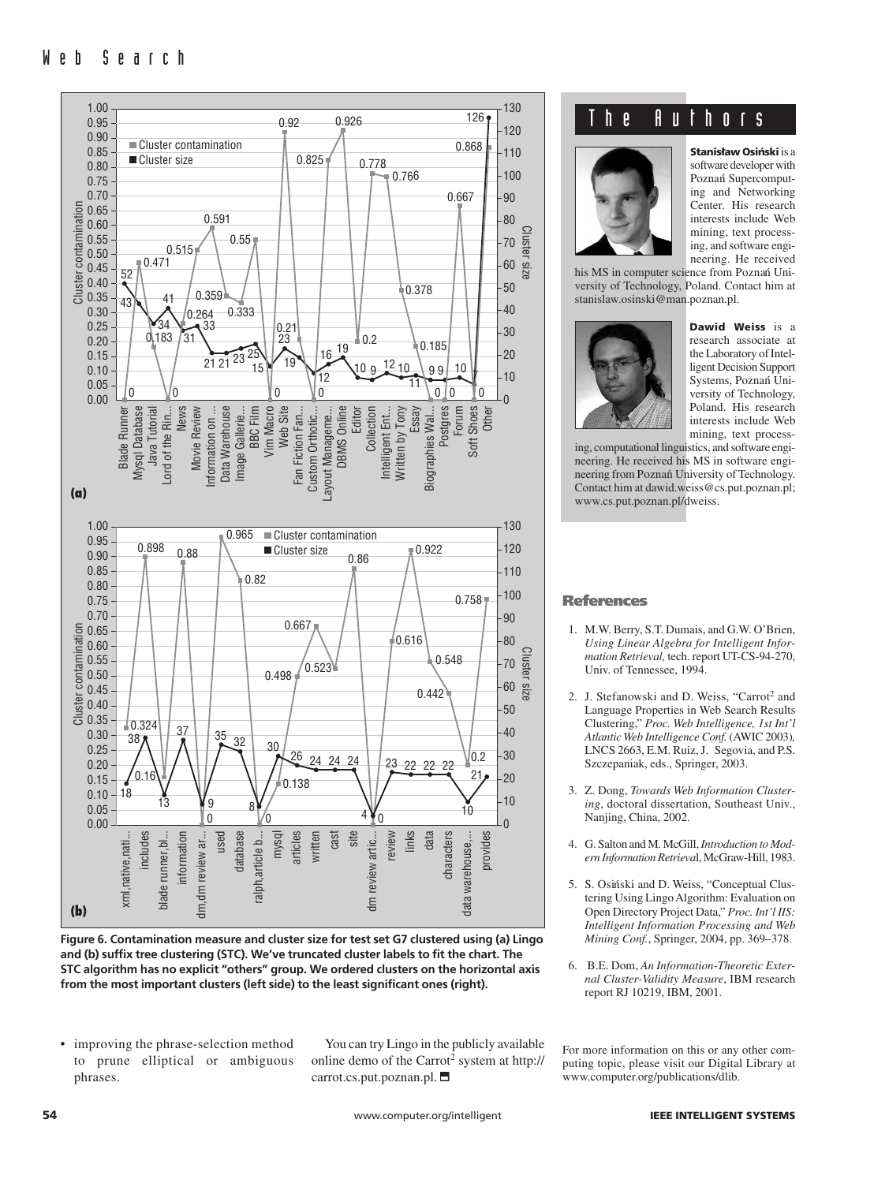1.00
0.95
0.90
0.85
0.80
0.75
0.70
0.65
0.60
0.55
0.50
0.45
0.40
0.35
0.30
0.25
0.20
0.15
0.10
0.05
0.00

Cluster contamination

Cluster size

130
120
110
100
90
80
70
60
50
40
30
20
10
0

Cluster contamination
Cluster size

0.92 0.926 126 0.868 0.825 0.778 0.766 0.667 0.591 0.55 0.515 0.471 52 0.378 0.359 43 41 0.264 0.333 34 0.183 31 33 0.21 23 0.2 0.185 21 21 23 25 15 19 16 19 12 10 9 12 10 11 9 9 10 7 0 0 0 0 0 0 0

Blade Runner
Mysql Database
Java Tutorial
Lord of the Rin...
News
Movie Review
Information on ...
Data Warehouse
Image Gallerie...
BBC Film
Vim Macro
Web Site
Fan Fiction Fan...
Custom Orthotic...
Layout Manageme...
DBMS Online
Editor
Collection
Intelligent Ent...
Written by Tony
Essay
Biographies Wal...
Postgres
Forum
Soft Shoes
Other

**(a)**

1.00
0.95
0.90
0.85
0.80
0.75
0.70
0.65
0.60
0.55
0.50
0.45
0.40
0.35
0.30
0.25
0.20
0.15
0.10
0.05
0.00

Cluster contamination

Cluster size

130
120
110
100
90
80
70
60
50
40
30
20
10
0

Cluster contamination
Cluster size

0.965 0.898 0.88 0.86 0.922 0.82 0.758 0.667 0.616 0.498 0.523 0.548 0.442 0.324 38 37 35 32 30 26 24 24 24 23 22 22 22 0.2 21 0.16 18 13 9 8 0.138 4 10 0 0 0

xml,native,nati...
includes
blade runner,bl...
information
dm,dm review ar...
used
database
ralph,article b...
mysql
articles
written
cast
site
dm review artic...
review
links
data
characters
data warehouse,...
provides

**(b)**

**Figure 6. Contamination measure and cluster size for test set G7 clustered using (a) Lingo and (b) suffix tree clustering (STC). We've truncated cluster labels to fit the chart. The STC algorithm has no explicit "others" group. We ordered clusters on the horizontal axis from the most important clusters (left side) to the least significant ones (right).**

- improving the phrase-selection method to prune elliptical or ambiguous phrases.

You can try Lingo in the publicly available online demo of the Carrot[2] system at http://carrot.cs.put.poznan.pl.

## The Authors

**Stanisław Osiński** is a software developer with Poznań Supercomputing and Networking Center. His research interests include Web mining, text processing, and software engineering. He received his MS in computer science from Poznań University of Technology, Poland. Contact him at stanislaw.osinski@man.poznan.pl.

**Dawid Weiss** is a research associate at the Laboratory of Intelligent Decision Support Systems, Poznań University of Technology, Poland. His research interests include Web mining, text processing, computational linguistics, and software engineering. He received his MS in software engineering from Poznań University of Technology. Contact him at dawid.weiss@cs.put.poznan.pl; www.cs.put.poznan.pl/dweiss.

## References

1. M.W. Berry, S.T. Dumais, and G.W. O'Brien, *Using Linear Algebra for Intelligent Information Retrieval,* tech. report UT-CS-94-270, Univ. of Tennessee, 1994.
2. J. Stefanowski and D. Weiss, "Carrot[2] and Language Properties in Web Search Results Clustering," *Proc. Web Intelligence, 1st Int'l Atlantic Web Intelligence Conf.* (AWIC 2003), LNCS 2663, E.M. Ruiz, J. Segovia, and P.S. Szczepaniak, eds., Springer, 2003.
3. Z. Dong, *Towards Web Information Clustering*, doctoral dissertation, Southeast Univ., Nanjing, China, 2002.
4. G. Salton and M. McGill, *Introduction to Modern Information Retrieval*, McGraw-Hill, 1983.
5. S. Osiński and D. Weiss, "Conceptual Clustering Using Lingo Algorithm: Evaluation on Open Directory Project Data," *Proc. Int'l IIS: Intelligent Information Processing and Web Mining Conf.*, Springer, 2004, pp. 369–378.
6. B.E. Dom, *An Information-Theoretic External Cluster-Validity Measure*, IBM research report RJ 10219, IBM, 2001.

For more information on this or any other computing topic, please visit our Digital Library at www.computer.org/publications/dlib.